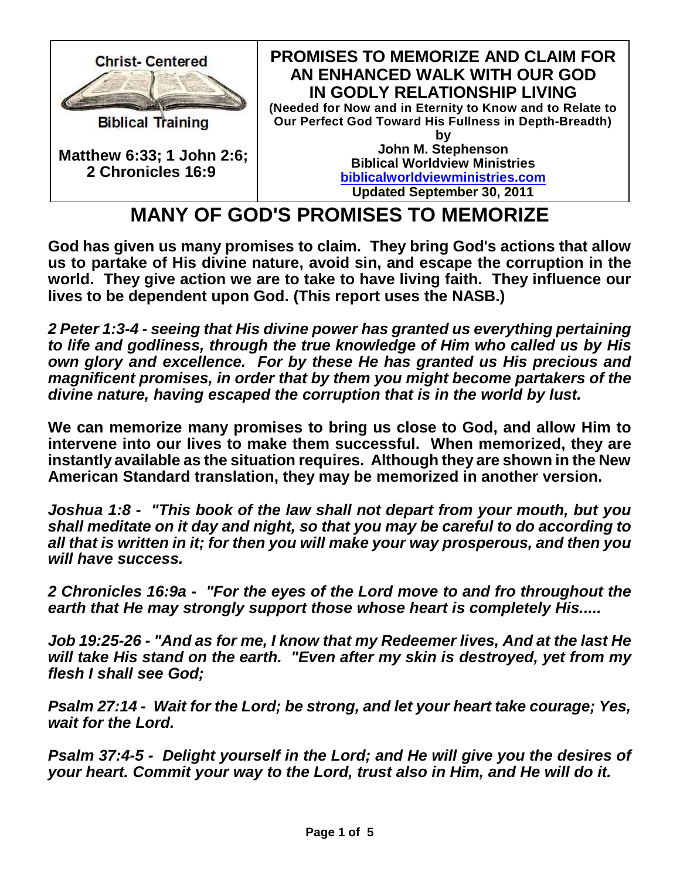Christ- Centered

Biblical Training

**Matthew 6:33; 1 John 2:6; 2 Chronicles 16:9**

**PROMISES TO MEMORIZE AND CLAIM FOR AN ENHANCED WALK WITH OUR GOD IN GODLY RELATIONSHIP LIVING**

**(Needed for Now and in Eternity to Know and to Relate to Our Perfect God Toward His Fullness in Depth-Breadth)**

**by**

**John M. Stephenson**
**Biblical Worldview Ministries**
**biblicalworldviewministries.com**
**Updated September 30, 2011**

# MANY OF GOD'S PROMISES TO MEMORIZE

**God has given us many promises to claim. They bring God's actions that allow us to partake of His divine nature, avoid sin, and escape the corruption in the world. They give action we are to take to have living faith. They influence our lives to be dependent upon God. (This report uses the NASB.)**

***2 Peter 1:3-4 - seeing that His divine power has granted us everything pertaining to life and godliness, through the true knowledge of Him who called us by His own glory and excellence. For by these He has granted us His precious and magnificent promises, in order that by them you might become partakers of the divine nature, having escaped the corruption that is in the world by lust.***

**We can memorize many promises to bring us close to God, and allow Him to intervene into our lives to make them successful. When memorized, they are instantly available as the situation requires. Although they are shown in the New American Standard translation, they may be memorized in another version.**

***Joshua 1:8 - "This book of the law shall not depart from your mouth, but you shall meditate on it day and night, so that you may be careful to do according to all that is written in it; for then you will make your way prosperous, and then you will have success.***

***2 Chronicles 16:9a - "For the eyes of the Lord move to and fro throughout the earth that He may strongly support those whose heart is completely His.....***

***Job 19:25-26 - "And as for me, I know that my Redeemer lives, And at the last He will take His stand on the earth. "Even after my skin is destroyed, yet from my flesh I shall see God;***

***Psalm 27:14 - Wait for the Lord; be strong, and let your heart take courage; Yes, wait for the Lord.***

***Psalm 37:4-5 - Delight yourself in the Lord; and He will give you the desires of your heart. Commit your way to the Lord, trust also in Him, and He will do it.***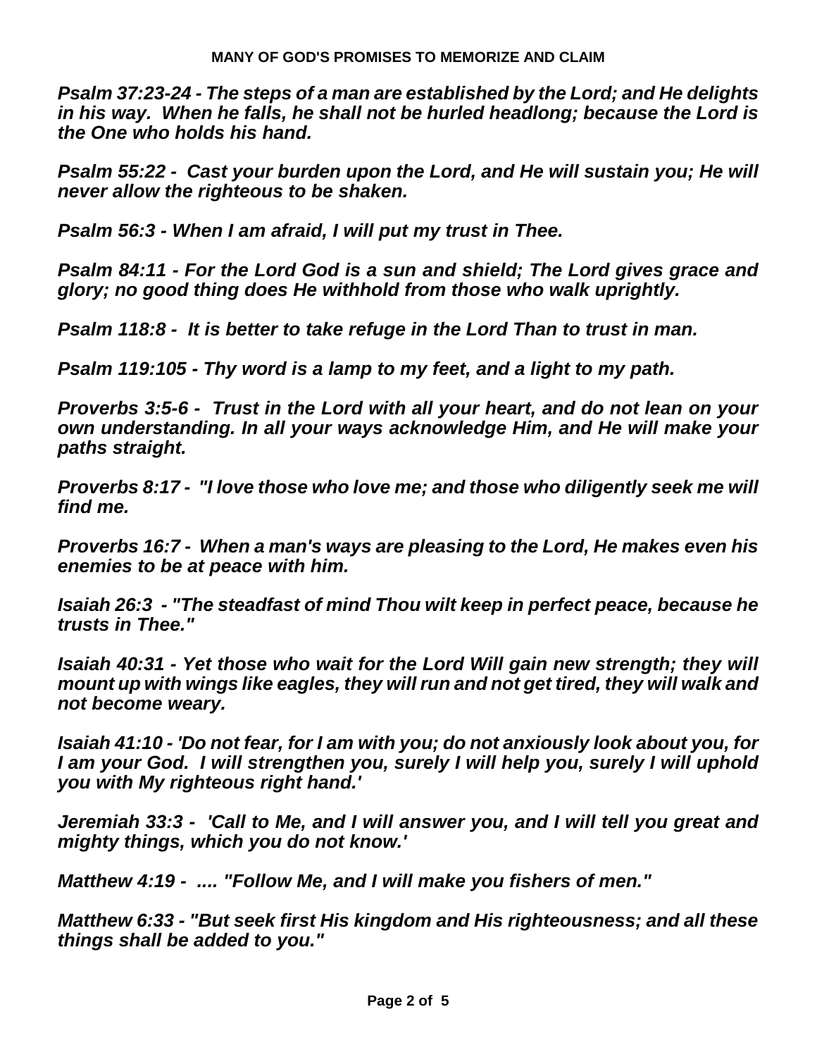**MANY OF GOD'S PROMISES TO MEMORIZE AND CLAIM**

***Psalm 37:23-24 - The steps of a man are established by the Lord; and He delights in his way. When he falls, he shall not be hurled headlong; because the Lord is the One who holds his hand.***

***Psalm 55:22 - Cast your burden upon the Lord, and He will sustain you; He will never allow the righteous to be shaken.***

***Psalm 56:3 - When I am afraid, I will put my trust in Thee.***

***Psalm 84:11 - For the Lord God is a sun and shield; The Lord gives grace and glory; no good thing does He withhold from those who walk uprightly.***

***Psalm 118:8 - It is better to take refuge in the Lord Than to trust in man.***

***Psalm 119:105 - Thy word is a lamp to my feet, and a light to my path.***

***Proverbs 3:5-6 - Trust in the Lord with all your heart, and do not lean on your own understanding. In all your ways acknowledge Him, and He will make your paths straight.***

***Proverbs 8:17 - "I love those who love me; and those who diligently seek me will find me.***

***Proverbs 16:7 - When a man's ways are pleasing to the Lord, He makes even his enemies to be at peace with him.***

***Isaiah 26:3 - "The steadfast of mind Thou wilt keep in perfect peace, because he trusts in Thee."***

***Isaiah 40:31 - Yet those who wait for the Lord Will gain new strength; they will mount up with wings like eagles, they will run and not get tired, they will walk and not become weary.***

***Isaiah 41:10 - 'Do not fear, for I am with you; do not anxiously look about you, for I am your God. I will strengthen you, surely I will help you, surely I will uphold you with My righteous right hand.'***

***Jeremiah 33:3 - 'Call to Me, and I will answer you, and I will tell you great and mighty things, which you do not know.'***

***Matthew 4:19 - .... "Follow Me, and I will make you fishers of men."***

***Matthew 6:33 - "But seek first His kingdom and His righteousness; and all these things shall be added to you."***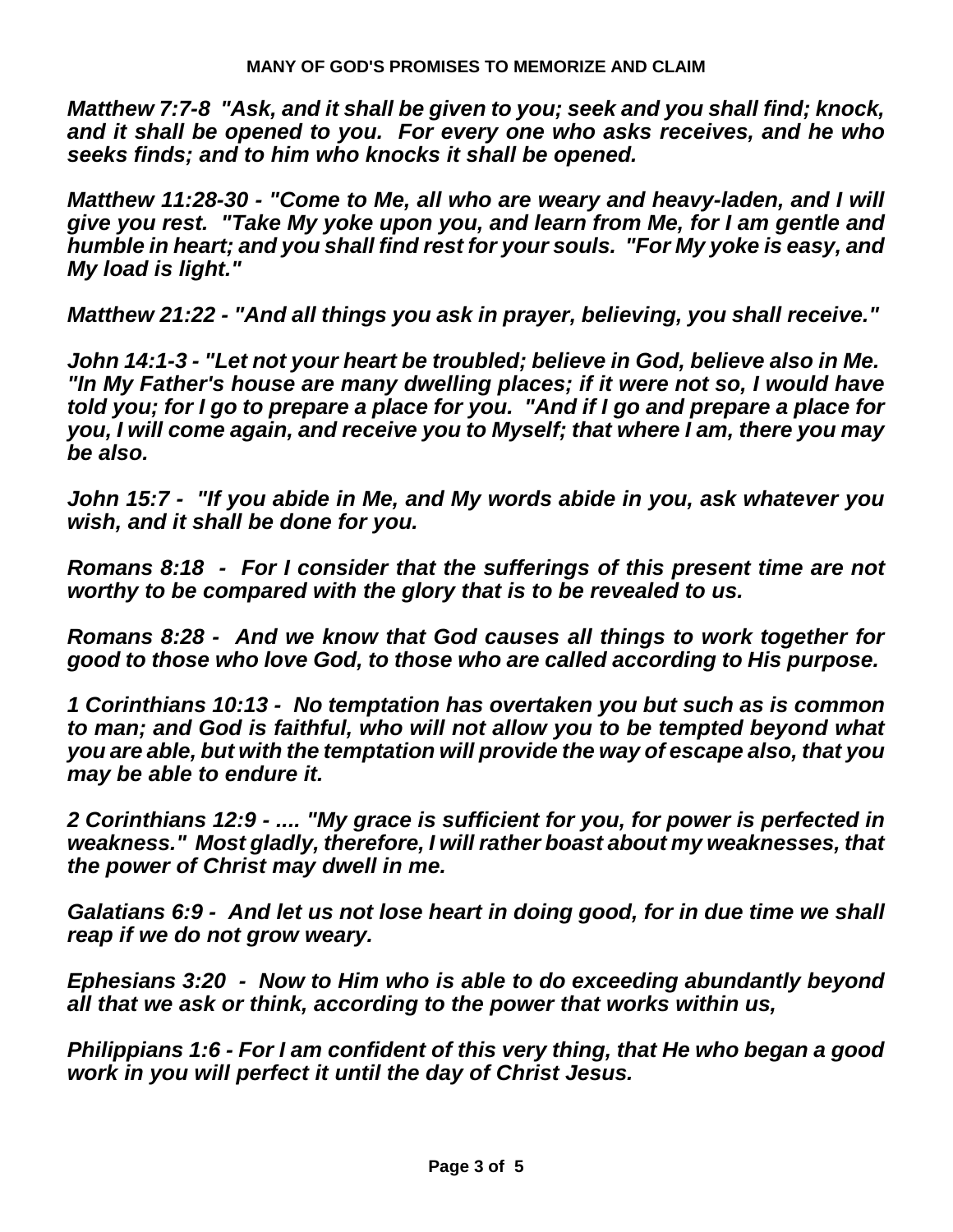**MANY OF GOD'S PROMISES TO MEMORIZE AND CLAIM**

***Matthew 7:7-8 "Ask, and it shall be given to you; seek and you shall find; knock, and it shall be opened to you. For every one who asks receives, and he who seeks finds; and to him who knocks it shall be opened.***

***Matthew 11:28-30 - "Come to Me, all who are weary and heavy-laden, and I will give you rest. "Take My yoke upon you, and learn from Me, for I am gentle and humble in heart; and you shall find rest for your souls. "For My yoke is easy, and My load is light."***

***Matthew 21:22 - "And all things you ask in prayer, believing, you shall receive."***

***John 14:1-3 - "Let not your heart be troubled; believe in God, believe also in Me. "In My Father's house are many dwelling places; if it were not so, I would have told you; for I go to prepare a place for you. "And if I go and prepare a place for you, I will come again, and receive you to Myself; that where I am, there you may be also.***

***John 15:7 - "If you abide in Me, and My words abide in you, ask whatever you wish, and it shall be done for you.***

***Romans 8:18 - For I consider that the sufferings of this present time are not worthy to be compared with the glory that is to be revealed to us.***

***Romans 8:28 - And we know that God causes all things to work together for good to those who love God, to those who are called according to His purpose.***

***1 Corinthians 10:13 - No temptation has overtaken you but such as is common to man; and God is faithful, who will not allow you to be tempted beyond what you are able, but with the temptation will provide the way of escape also, that you may be able to endure it.***

***2 Corinthians 12:9 - .... "My grace is sufficient for you, for power is perfected in weakness." Most gladly, therefore, I will rather boast about my weaknesses, that the power of Christ may dwell in me.***

***Galatians 6:9 - And let us not lose heart in doing good, for in due time we shall reap if we do not grow weary.***

***Ephesians 3:20 - Now to Him who is able to do exceeding abundantly beyond all that we ask or think, according to the power that works within us,***

***Philippians 1:6 - For I am confident of this very thing, that He who began a good work in you will perfect it until the day of Christ Jesus.***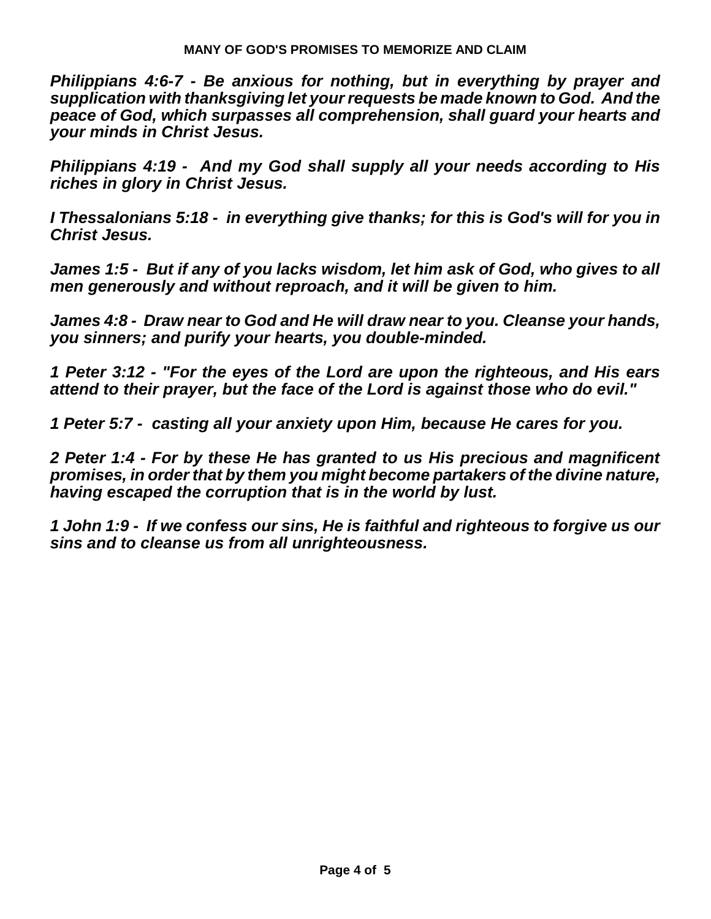**MANY OF GOD'S PROMISES TO MEMORIZE AND CLAIM**

***Philippians 4:6-7 - Be anxious for nothing, but in everything by prayer and supplication with thanksgiving let your requests be made known to God. And the peace of God, which surpasses all comprehension, shall guard your hearts and your minds in Christ Jesus.***

***Philippians 4:19 - And my God shall supply all your needs according to His riches in glory in Christ Jesus.***

***I Thessalonians 5:18 - in everything give thanks; for this is God's will for you in Christ Jesus.***

***James 1:5 - But if any of you lacks wisdom, let him ask of God, who gives to all men generously and without reproach, and it will be given to him.***

***James 4:8 - Draw near to God and He will draw near to you. Cleanse your hands, you sinners; and purify your hearts, you double-minded.***

***1 Peter 3:12 - "For the eyes of the Lord are upon the righteous, and His ears attend to their prayer, but the face of the Lord is against those who do evil."***

***1 Peter 5:7 - casting all your anxiety upon Him, because He cares for you.***

***2 Peter 1:4 - For by these He has granted to us His precious and magnificent promises, in order that by them you might become partakers of the divine nature, having escaped the corruption that is in the world by lust.***

***1 John 1:9 - If we confess our sins, He is faithful and righteous to forgive us our sins and to cleanse us from all unrighteousness.***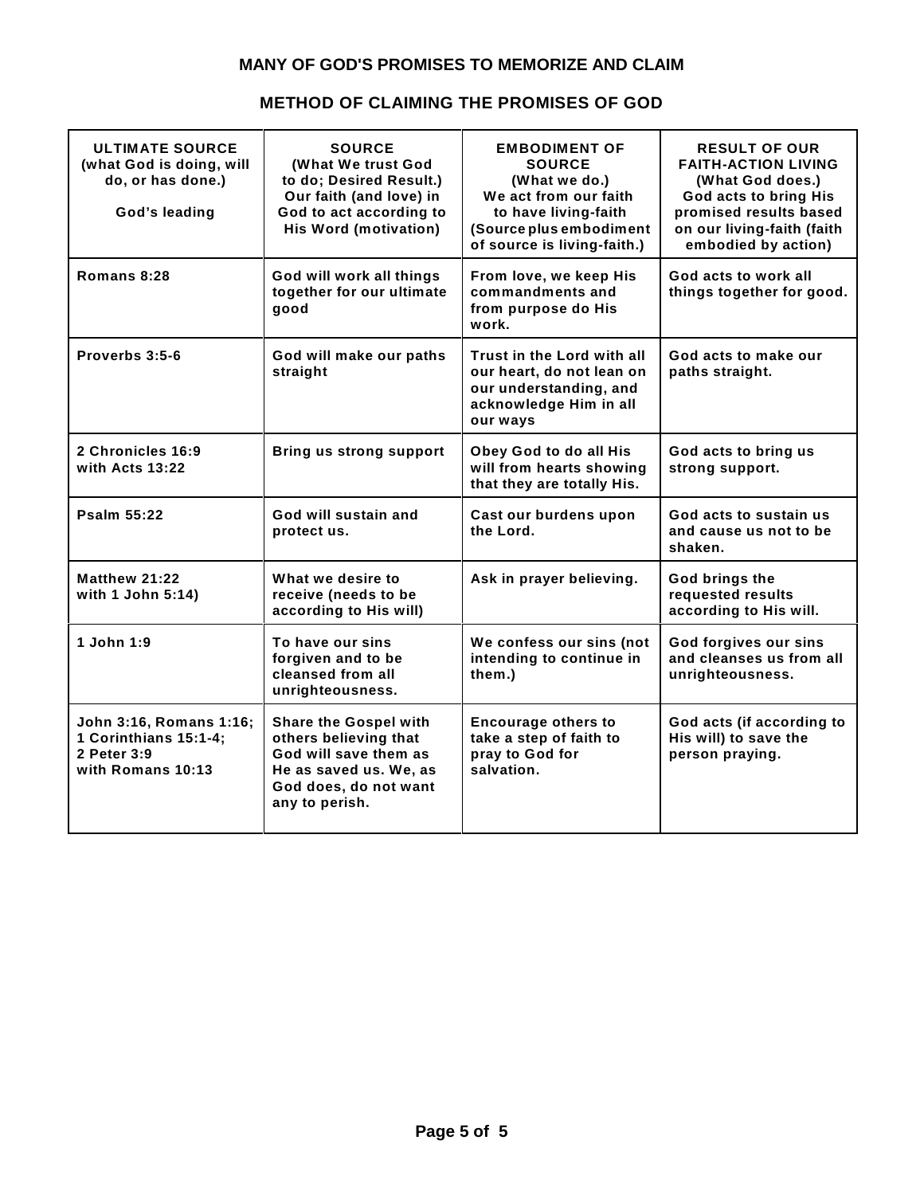## MANY OF GOD'S PROMISES TO MEMORIZE AND CLAIM

### METHOD OF CLAIMING THE PROMISES OF GOD

| ULTIMATE SOURCE (what God is doing, will do, or has done.) God's leading | SOURCE (What We trust God to do; Desired Result.) Our faith (and love) in God to act according to His Word (motivation) | EMBODIMENT OF SOURCE (What we do.) We act from our faith to have living-faith (Source plus embodiment of source is living-faith.) | RESULT OF OUR FAITH-ACTION LIVING (What God does.) God acts to bring His promised results based on our living-faith (faith embodied by action) |
|---|---|---|---|
| Romans 8:28 | God will work all things together for our ultimate good | From love, we keep His commandments and from purpose do His work. | God acts to work all things together for good. |
| Proverbs 3:5-6 | God will make our paths straight | Trust in the Lord with all our heart, do not lean on our understanding, and acknowledge Him in all our ways | God acts to make our paths straight. |
| 2 Chronicles 16:9 with Acts 13:22 | Bring us strong support | Obey God to do all His will from hearts showing that they are totally His. | God acts to bring us strong support. |
| Psalm 55:22 | God will sustain and protect us. | Cast our burdens upon the Lord. | God acts to sustain us and cause us not to be shaken. |
| Matthew 21:22 with 1 John 5:14) | What we desire to receive (needs to be according to His will) | Ask in prayer believing. | God brings the requested results according to His will. |
| 1 John 1:9 | To have our sins forgiven and to be cleansed from all unrighteousness. | We confess our sins (not intending to continue in them.) | God forgives our sins and cleanses us from all unrighteousness. |
| John 3:16, Romans 1:16; 1 Corinthians 15:1-4; 2 Peter 3:9 with Romans 10:13 | Share the Gospel with others believing that God will save them as He as saved us. We, as God does, do not want any to perish. | Encourage others to take a step of faith to pray to God for salvation. | God acts (if according to His will) to save the person praying. |